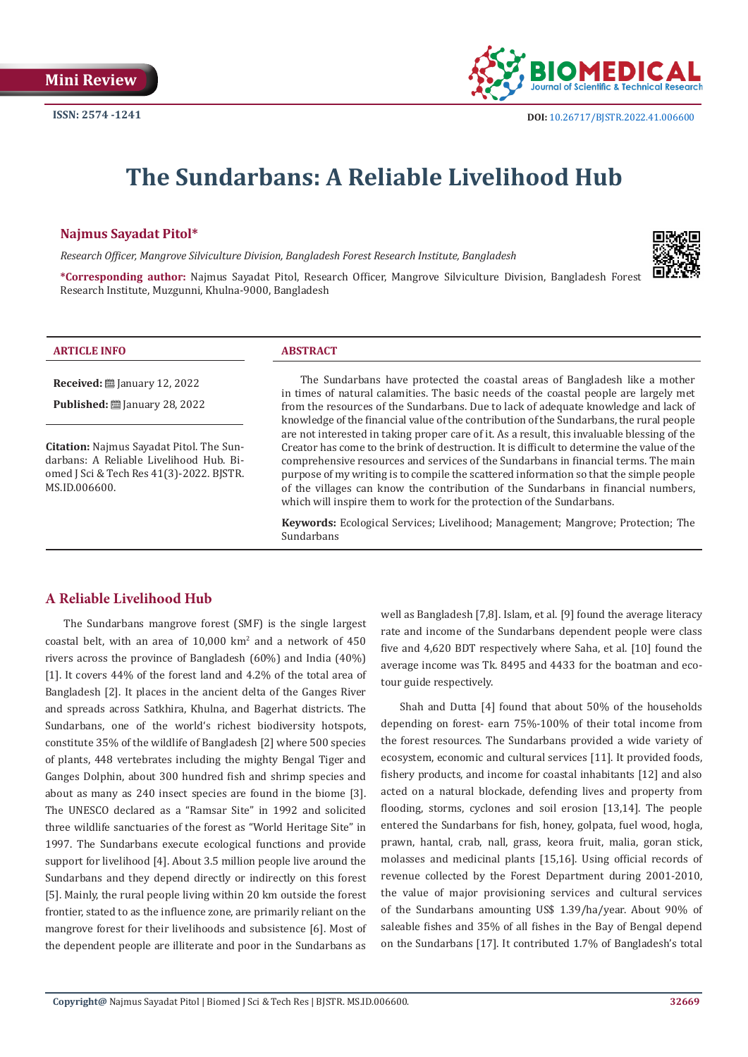Mini Review

ISSN: 2574 -1241

DOI: 10.26717/BJSTR.2022.41.006600

# The Sundarbans: A Reliable Livelihood Hub

**Najmus Sayadat Pitol***

*Research Officer, Mangrove Silviculture Division, Bangladesh Forest Research Institute, Bangladesh*

***Corresponding author:** Najmus Sayadat Pitol, Research Officer, Mangrove Silviculture Division, Bangladesh Forest Research Institute, Muzgunni, Khulna-9000, Bangladesh

**ARTICLE INFO**

**Received:** January 12, 2022

**Published:** January 28, 2022

**Citation:** Najmus Sayadat Pitol. The Sundarbans: A Reliable Livelihood Hub. Biomed J Sci & Tech Res 41(3)-2022. BJSTR.MS.ID.006600.

**ABSTRACT**

The Sundarbans have protected the coastal areas of Bangladesh like a mother in times of natural calamities. The basic needs of the coastal people are largely met from the resources of the Sundarbans. Due to lack of adequate knowledge and lack of knowledge of the financial value of the contribution of the Sundarbans, the rural people are not interested in taking proper care of it. As a result, this invaluable blessing of the Creator has come to the brink of destruction. It is difficult to determine the value of the comprehensive resources and services of the Sundarbans in financial terms. The main purpose of my writing is to compile the scattered information so that the simple people of the villages can know the contribution of the Sundarbans in financial numbers, which will inspire them to work for the protection of the Sundarbans.

**Keywords:** Ecological Services; Livelihood; Management; Mangrove; Protection; The Sundarbans

## A Reliable Livelihood Hub

The Sundarbans mangrove forest (SMF) is the single largest coastal belt, with an area of 10,000 km$^2$ and a network of 450 rivers across the province of Bangladesh (60%) and India (40%) [1]. It covers 44% of the forest land and 4.2% of the total area of Bangladesh [2]. It places in the ancient delta of the Ganges River and spreads across Satkhira, Khulna, and Bagerhat districts. The Sundarbans, one of the world's richest biodiversity hotspots, constitute 35% of the wildlife of Bangladesh [2] where 500 species of plants, 448 vertebrates including the mighty Bengal Tiger and Ganges Dolphin, about 300 hundred fish and shrimp species and about as many as 240 insect species are found in the biome [3]. The UNESCO declared as a "Ramsar Site" in 1992 and solicited three wildlife sanctuaries of the forest as "World Heritage Site" in 1997. The Sundarbans execute ecological functions and provide support for livelihood [4]. About 3.5 million people live around the Sundarbans and they depend directly or indirectly on this forest [5]. Mainly, the rural people living within 20 km outside the forest frontier, stated to as the influence zone, are primarily reliant on the mangrove forest for their livelihoods and subsistence [6]. Most of the dependent people are illiterate and poor in the Sundarbans as well as Bangladesh [7,8]. Islam, et al. [9] found the average literacy rate and income of the Sundarbans dependent people were class five and 4,620 BDT respectively where Saha, et al. [10] found the average income was Tk. 8495 and 4433 for the boatman and eco-tour guide respectively.

Shah and Dutta [4] found that about 50% of the households depending on forest- earn 75%-100% of their total income from the forest resources. The Sundarbans provided a wide variety of ecosystem, economic and cultural services [11]. It provided foods, fishery products, and income for coastal inhabitants [12] and also acted on a natural blockade, defending lives and property from flooding, storms, cyclones and soil erosion [13,14]. The people entered the Sundarbans for fish, honey, golpata, fuel wood, hogla, prawn, hantal, crab, nall, grass, keora fruit, malia, goran stick, molasses and medicinal plants [15,16]. Using official records of revenue collected by the Forest Department during 2001-2010, the value of major provisioning services and cultural services of the Sundarbans amounting US$ 1.39/ha/year. About 90% of saleable fishes and 35% of all fishes in the Bay of Bengal depend on the Sundarbans [17]. It contributed 1.7% of Bangladesh's total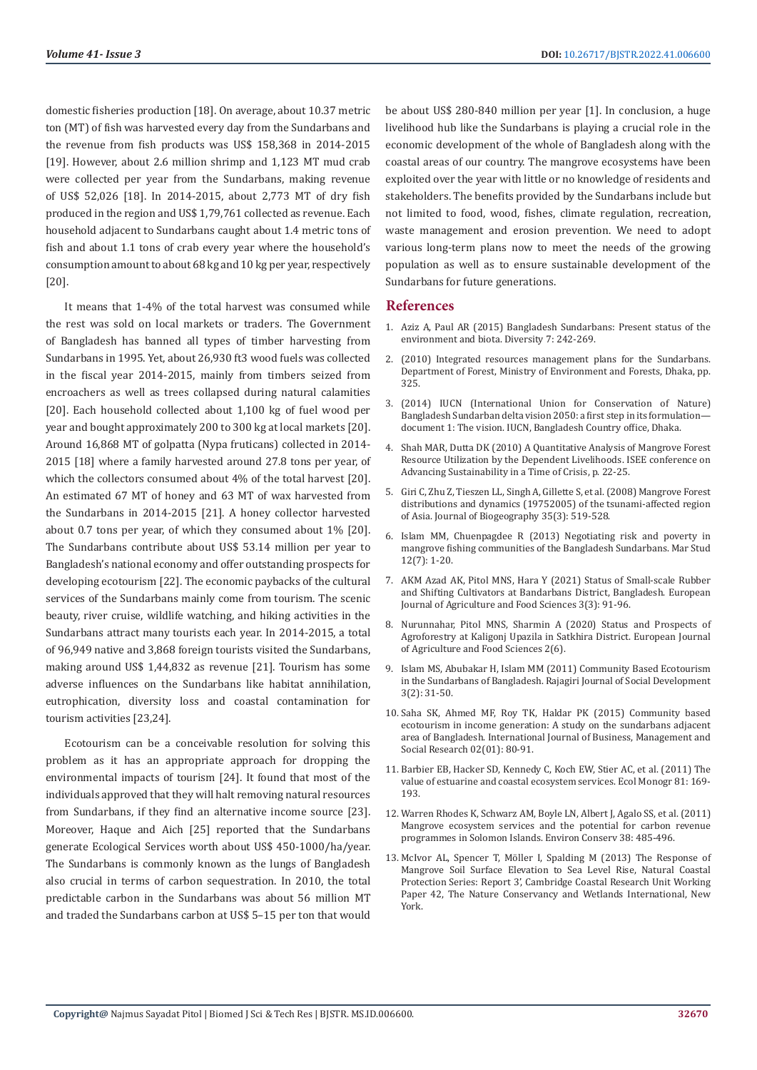domestic fisheries production [18]. On average, about 10.37 metric ton (MT) of fish was harvested every day from the Sundarbans and the revenue from fish products was US$ 158,368 in 2014-2015 [19]. However, about 2.6 million shrimp and 1,123 MT mud crab were collected per year from the Sundarbans, making revenue of US$ 52,026 [18]. In 2014-2015, about 2,773 MT of dry fish produced in the region and US$ 1,79,761 collected as revenue. Each household adjacent to Sundarbans caught about 1.4 metric tons of fish and about 1.1 tons of crab every year where the household's consumption amount to about 68 kg and 10 kg per year, respectively [20].

It means that 1-4% of the total harvest was consumed while the rest was sold on local markets or traders. The Government of Bangladesh has banned all types of timber harvesting from Sundarbans in 1995. Yet, about 26,930 ft3 wood fuels was collected in the fiscal year 2014-2015, mainly from timbers seized from encroachers as well as trees collapsed during natural calamities [20]. Each household collected about 1,100 kg of fuel wood per year and bought approximately 200 to 300 kg at local markets [20]. Around 16,868 MT of golpatta (Nypa fruticans) collected in 2014-2015 [18] where a family harvested around 27.8 tons per year, of which the collectors consumed about 4% of the total harvest [20]. An estimated 67 MT of honey and 63 MT of wax harvested from the Sundarbans in 2014-2015 [21]. A honey collector harvested about 0.7 tons per year, of which they consumed about 1% [20]. The Sundarbans contribute about US$ 53.14 million per year to Bangladesh's national economy and offer outstanding prospects for developing ecotourism [22]. The economic paybacks of the cultural services of the Sundarbans mainly come from tourism. The scenic beauty, river cruise, wildlife watching, and hiking activities in the Sundarbans attract many tourists each year. In 2014-2015, a total of 96,949 native and 3,868 foreign tourists visited the Sundarbans, making around US$ 1,44,832 as revenue [21]. Tourism has some adverse influences on the Sundarbans like habitat annihilation, eutrophication, diversity loss and coastal contamination for tourism activities [23,24].

Ecotourism can be a conceivable resolution for solving this problem as it has an appropriate approach for dropping the environmental impacts of tourism [24]. It found that most of the individuals approved that they will halt removing natural resources from Sundarbans, if they find an alternative income source [23]. Moreover, Haque and Aich [25] reported that the Sundarbans generate Ecological Services worth about US$ 450-1000/ha/year. The Sundarbans is commonly known as the lungs of Bangladesh also crucial in terms of carbon sequestration. In 2010, the total predictable carbon in the Sundarbans was about 56 million MT and traded the Sundarbans carbon at US$ 5–15 per ton that would be about US$ 280-840 million per year [1]. In conclusion, a huge livelihood hub like the Sundarbans is playing a crucial role in the economic development of the whole of Bangladesh along with the coastal areas of our country. The mangrove ecosystems have been exploited over the year with little or no knowledge of residents and stakeholders. The benefits provided by the Sundarbans include but not limited to food, wood, fishes, climate regulation, recreation, waste management and erosion prevention. We need to adopt various long-term plans now to meet the needs of the growing population as well as to ensure sustainable development of the Sundarbans for future generations.

## References

1. Aziz A, Paul AR (2015) Bangladesh Sundarbans: Present status of the environment and biota. Diversity 7: 242-269.
2. (2010) Integrated resources management plans for the Sundarbans. Department of Forest, Ministry of Environment and Forests, Dhaka, pp. 325.
3. (2014) IUCN (International Union for Conservation of Nature) Bangladesh Sundarban delta vision 2050: a first step in its formulation—document 1: The vision. IUCN, Bangladesh Country office, Dhaka.
4. Shah MAR, Dutta DK (2010) A Quantitative Analysis of Mangrove Forest Resource Utilization by the Dependent Livelihoods. ISEE conference on Advancing Sustainability in a Time of Crisis, p. 22-25.
5. Giri C, Zhu Z, Tieszen LL, Singh A, Gillette S, et al. (2008) Mangrove Forest distributions and dynamics (19752005) of the tsunami-affected region of Asia. Journal of Biogeography 35(3): 519-528.
6. Islam MM, Chuenpagdee R (2013) Negotiating risk and poverty in mangrove fishing communities of the Bangladesh Sundarbans. Mar Stud 12(7): 1-20.
7. AKM Azad AK, Pitol MNS, Hara Y (2021) Status of Small-scale Rubber and Shifting Cultivators at Bandarbans District, Bangladesh. European Journal of Agriculture and Food Sciences 3(3): 91-96.
8. Nurunnahar, Pitol MNS, Sharmin A (2020) Status and Prospects of Agroforestry at Kaligonj Upazila in Satkhira District. European Journal of Agriculture and Food Sciences 2(6).
9. Islam MS, Abubakar H, Islam MM (2011) Community Based Ecotourism in the Sundarbans of Bangladesh. Rajagiri Journal of Social Development 3(2): 31-50.
10. Saha SK, Ahmed MF, Roy TK, Haldar PK (2015) Community based ecotourism in income generation: A study on the sundarbans adjacent area of Bangladesh. International Journal of Business, Management and Social Research 02(01): 80-91.
11. Barbier EB, Hacker SD, Kennedy C, Koch EW, Stier AC, et al. (2011) The value of estuarine and coastal ecosystem services. Ecol Monogr 81: 169-193.
12. Warren Rhodes K, Schwarz AM, Boyle LN, Albert J, Agalo SS, et al. (2011) Mangrove ecosystem services and the potential for carbon revenue programmes in Solomon Islands. Environ Conserv 38: 485-496.
13. McIvor AL, Spencer T, Möller I, Spalding M (2013) The Response of Mangrove Soil Surface Elevation to Sea Level Rise, Natural Coastal Protection Series: Report 3', Cambridge Coastal Research Unit Working Paper 42, The Nature Conservancy and Wetlands International, New York.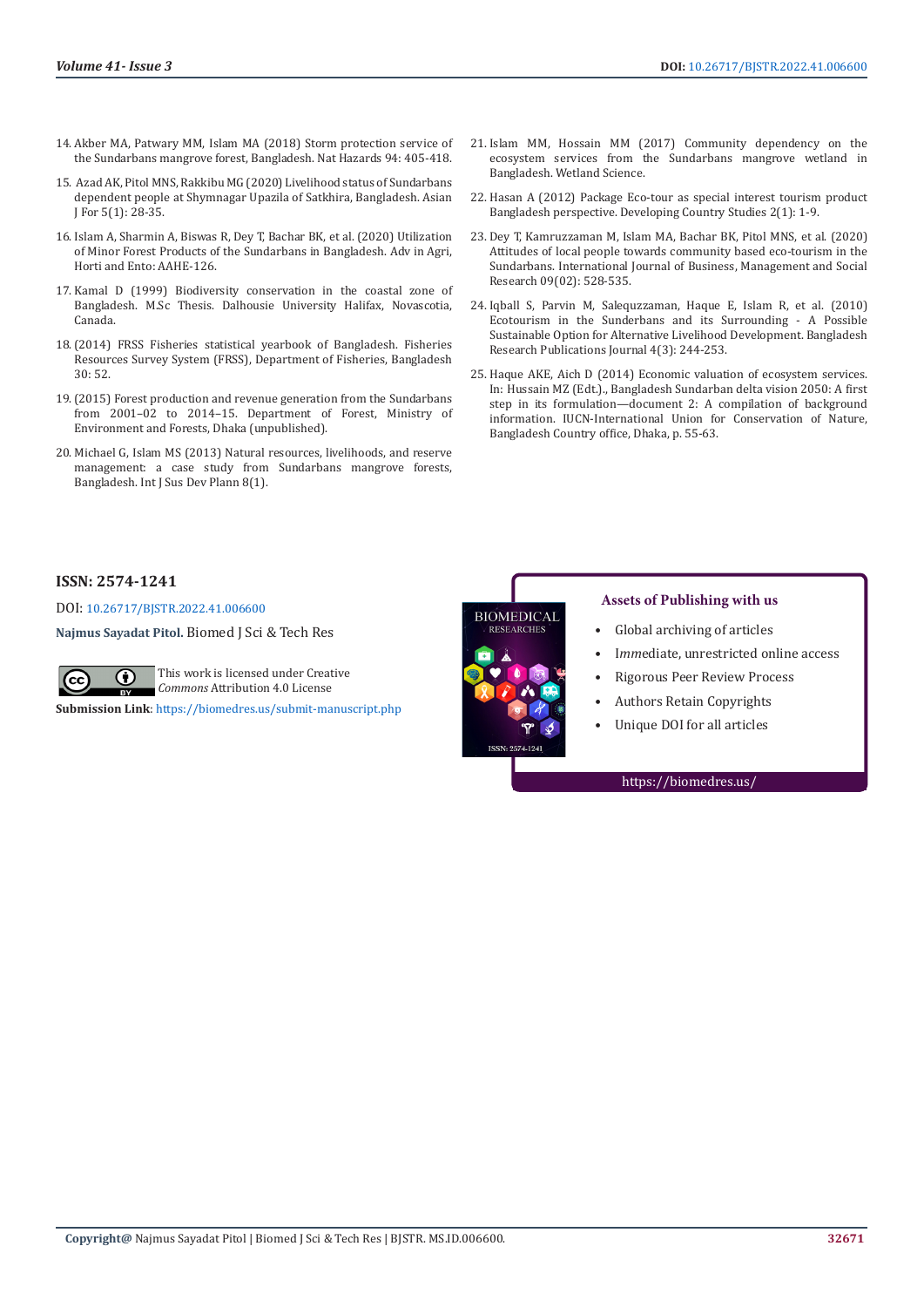14. Akber MA, Patwary MM, Islam MA (2018) Storm protection service of the Sundarbans mangrove forest, Bangladesh. Nat Hazards 94: 405-418.

15. Azad AK, Pitol MNS, Rakkibu MG (2020) Livelihood status of Sundarbans dependent people at Shymnagar Upazila of Satkhira, Bangladesh. Asian J For 5(1): 28-35.

16. Islam A, Sharmin A, Biswas R, Dey T, Bachar BK, et al. (2020) Utilization of Minor Forest Products of the Sundarbans in Bangladesh. Adv in Agri, Horti and Ento: AAHE-126.

17. Kamal D (1999) Biodiversity conservation in the coastal zone of Bangladesh. M.Sc Thesis. Dalhousie University Halifax, Novascotia, Canada.

18. (2014) FRSS Fisheries statistical yearbook of Bangladesh. Fisheries Resources Survey System (FRSS), Department of Fisheries, Bangladesh 30: 52.

19. (2015) Forest production and revenue generation from the Sundarbans from 2001–02 to 2014–15. Department of Forest, Ministry of Environment and Forests, Dhaka (unpublished).

20. Michael G, Islam MS (2013) Natural resources, livelihoods, and reserve management: a case study from Sundarbans mangrove forests, Bangladesh. Int J Sus Dev Plann 8(1).

21. Islam MM, Hossain MM (2017) Community dependency on the ecosystem services from the Sundarbans mangrove wetland in Bangladesh. Wetland Science.

22. Hasan A (2012) Package Eco-tour as special interest tourism product Bangladesh perspective. Developing Country Studies 2(1): 1-9.

23. Dey T, Kamruzzaman M, Islam MA, Bachar BK, Pitol MNS, et al. (2020) Attitudes of local people towards community based eco-tourism in the Sundarbans. International Journal of Business, Management and Social Research 09(02): 528-535.

24. Iqball S, Parvin M, Salequzzaman, Haque E, Islam R, et al. (2010) Ecotourism in the Sunderbans and its Surrounding - A Possible Sustainable Option for Alternative Livelihood Development. Bangladesh Research Publications Journal 4(3): 244-253.

25. Haque AKE, Aich D (2014) Economic valuation of ecosystem services. In: Hussain MZ (Edt.), Bangladesh Sundarban delta vision 2050: A first step in its formulation—document 2: A compilation of background information. IUCN-International Union for Conservation of Nature, Bangladesh Country office, Dhaka, p. 55-63.

**ISSN: 2574-1241**

DOI: 10.26717/BJSTR.2022.41.006600

**Najmus Sayadat Pitol.** Biomed J Sci & Tech Res

This work is licensed under Creative *Commons* Attribution 4.0 License

**Submission Link**: https://biomedres.us/submit-manuscript.php

**Assets of Publishing with us**

- Global archiving of articles
- Immediate, unrestricted online access
- Rigorous Peer Review Process
- Authors Retain Copyrights
- Unique DOI for all articles

https://biomedres.us/